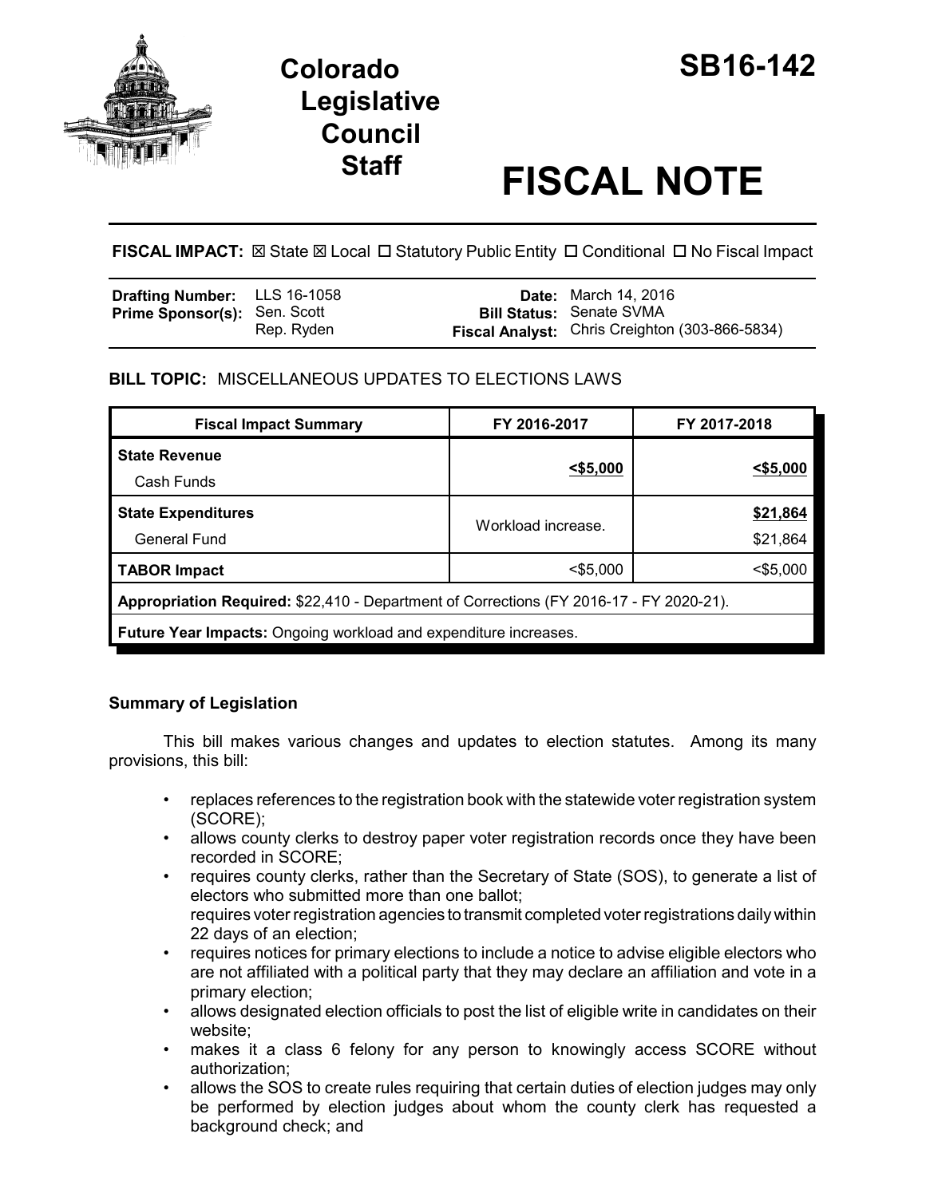# Colorado Legislative Council Staff

# SB16-142

# FISCAL NOTE

**FISCAL IMPACT:** ☒ State ☒ Local ☐ Statutory Public Entity ☐ Conditional ☐ No Fiscal Impact

| | | | |
|---|---|---|---|
| **Drafting Number:** | LLS 16-1058 | **Date:** | March 14, 2016 |
| **Prime Sponsor(s):** | Sen. Scott<br>Rep. Ryden | **Bill Status:** | Senate SVMA |
| | | **Fiscal Analyst:** | Chris Creighton (303-866-5834) |

## BILL TOPIC: MISCELLANEOUS UPDATES TO ELECTIONS LAWS

| Fiscal Impact Summary | FY 2016-2017 | FY 2017-2018 |
|---|---|---|
| **State Revenue** | **<$5,000** | **<$5,000** |
| Cash Funds | | |
| **State Expenditures** | Workload increase. | **$21,864** |
| General Fund | | $21,864 |
| **TABOR Impact** | <$5,000 | <$5,000 |
| **Appropriation Required:** $22,410 - Department of Corrections (FY 2016-17 - FY 2020-21). | | |
| **Future Year Impacts:** Ongoing workload and expenditure increases. | | |

### Summary of Legislation

This bill makes various changes and updates to election statutes. Among its many provisions, this bill:

- replaces references to the registration book with the statewide voter registration system (SCORE);
- allows county clerks to destroy paper voter registration records once they have been recorded in SCORE;
- requires county clerks, rather than the Secretary of State (SOS), to generate a list of electors who submitted more than one ballot;
  requires voter registration agencies to transmit completed voter registrations daily within 22 days of an election;
- requires notices for primary elections to include a notice to advise eligible electors who are not affiliated with a political party that they may declare an affiliation and vote in a primary election;
- allows designated election officials to post the list of eligible write in candidates on their website;
- makes it a class 6 felony for any person to knowingly access SCORE without authorization;
- allows the SOS to create rules requiring that certain duties of election judges may only be performed by election judges about whom the county clerk has requested a background check; and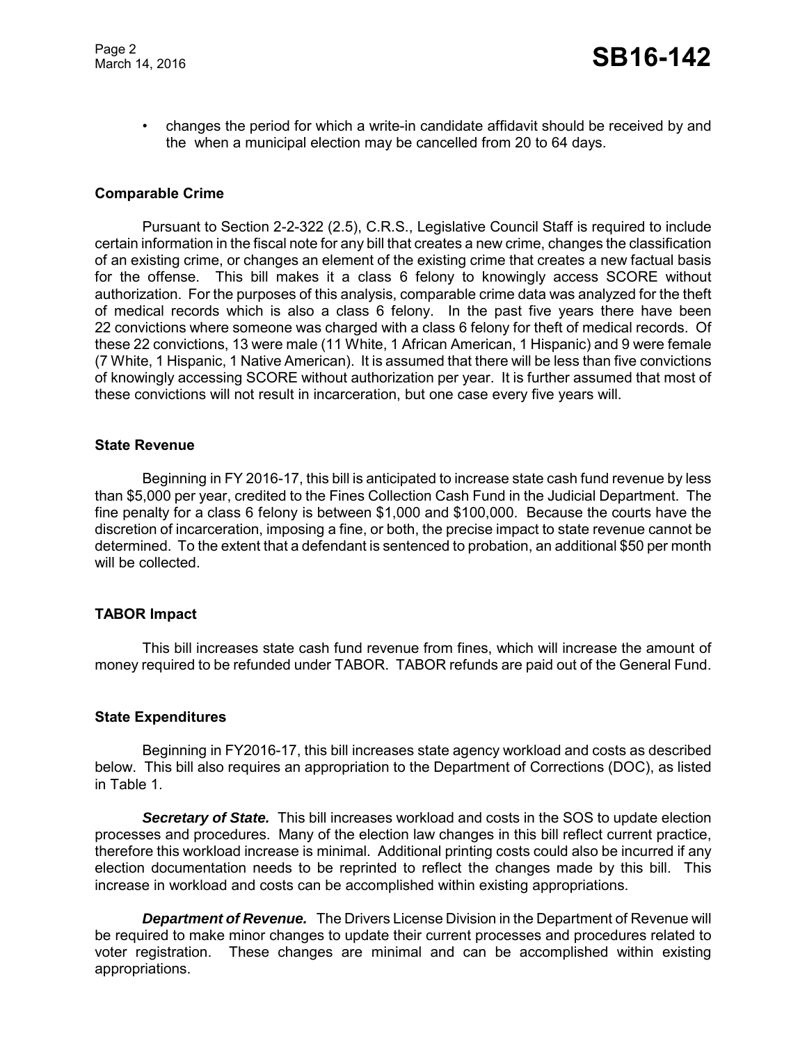- changes the period for which a write-in candidate affidavit should be received by and the when a municipal election may be cancelled from 20 to 64 days.

**Comparable Crime**

Pursuant to Section 2-2-322 (2.5), C.R.S., Legislative Council Staff is required to include certain information in the fiscal note for any bill that creates a new crime, changes the classification of an existing crime, or changes an element of the existing crime that creates a new factual basis for the offense. This bill makes it a class 6 felony to knowingly access SCORE without authorization. For the purposes of this analysis, comparable crime data was analyzed for the theft of medical records which is also a class 6 felony. In the past five years there have been 22 convictions where someone was charged with a class 6 felony for theft of medical records. Of these 22 convictions, 13 were male (11 White, 1 African American, 1 Hispanic) and 9 were female (7 White, 1 Hispanic, 1 Native American). It is assumed that there will be less than five convictions of knowingly accessing SCORE without authorization per year. It is further assumed that most of these convictions will not result in incarceration, but one case every five years will.

**State Revenue**

Beginning in FY 2016-17, this bill is anticipated to increase state cash fund revenue by less than $5,000 per year, credited to the Fines Collection Cash Fund in the Judicial Department. The fine penalty for a class 6 felony is between $1,000 and $100,000. Because the courts have the discretion of incarceration, imposing a fine, or both, the precise impact to state revenue cannot be determined. To the extent that a defendant is sentenced to probation, an additional $50 per month will be collected.

**TABOR Impact**

This bill increases state cash fund revenue from fines, which will increase the amount of money required to be refunded under TABOR. TABOR refunds are paid out of the General Fund.

**State Expenditures**

Beginning in FY2016-17, this bill increases state agency workload and costs as described below. This bill also requires an appropriation to the Department of Corrections (DOC), as listed in Table 1.

***Secretary of State.*** This bill increases workload and costs in the SOS to update election processes and procedures. Many of the election law changes in this bill reflect current practice, therefore this workload increase is minimal. Additional printing costs could also be incurred if any election documentation needs to be reprinted to reflect the changes made by this bill. This increase in workload and costs can be accomplished within existing appropriations.

***Department of Revenue.*** The Drivers License Division in the Department of Revenue will be required to make minor changes to update their current processes and procedures related to voter registration. These changes are minimal and can be accomplished within existing appropriations.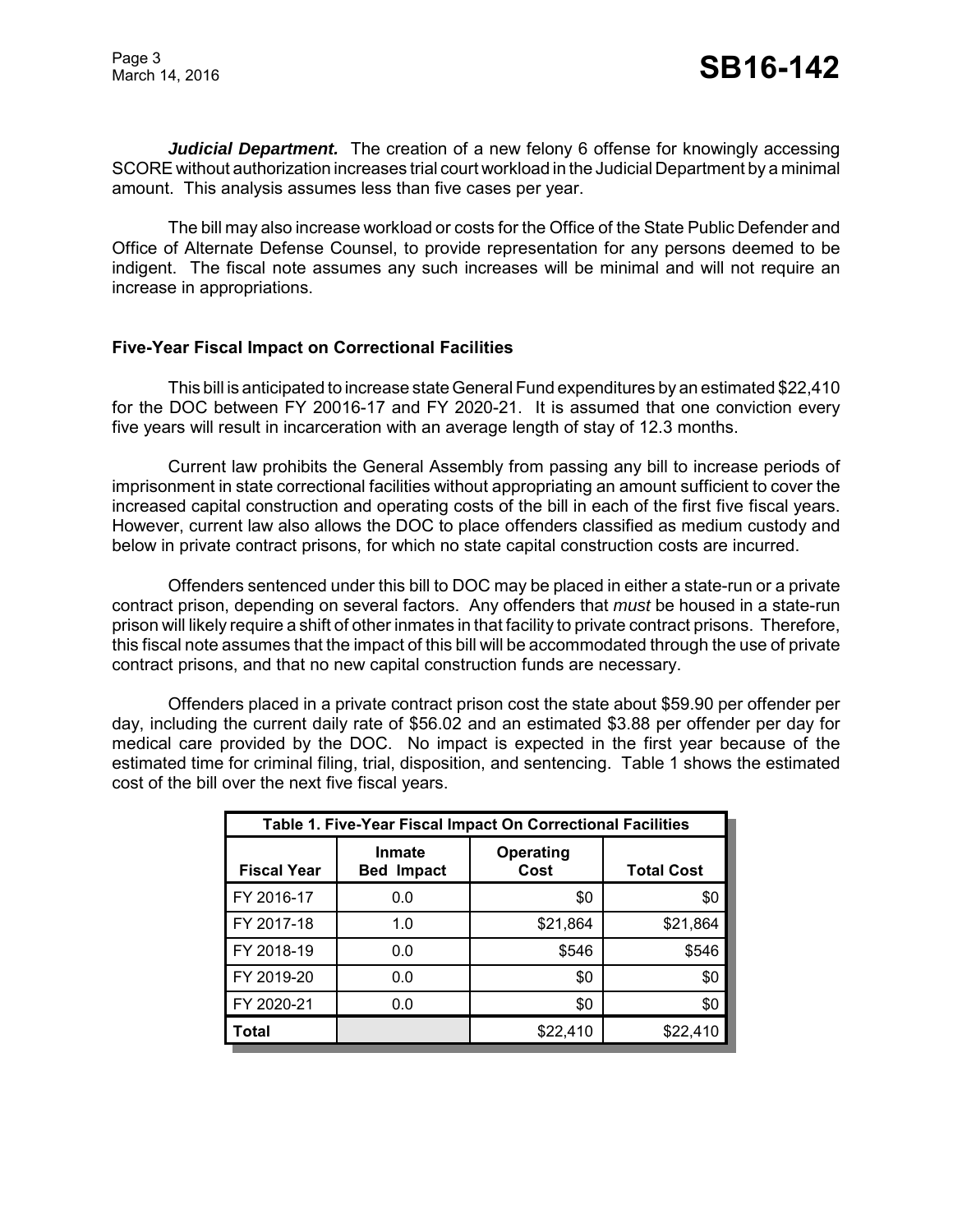***Judicial Department.*** The creation of a new felony 6 offense for knowingly accessing SCORE without authorization increases trial court workload in the Judicial Department by a minimal amount. This analysis assumes less than five cases per year.

The bill may also increase workload or costs for the Office of the State Public Defender and Office of Alternate Defense Counsel, to provide representation for any persons deemed to be indigent. The fiscal note assumes any such increases will be minimal and will not require an increase in appropriations.

### Five-Year Fiscal Impact on Correctional Facilities

This bill is anticipated to increase state General Fund expenditures by an estimated $22,410 for the DOC between FY 20016-17 and FY 2020-21. It is assumed that one conviction every five years will result in incarceration with an average length of stay of 12.3 months.

Current law prohibits the General Assembly from passing any bill to increase periods of imprisonment in state correctional facilities without appropriating an amount sufficient to cover the increased capital construction and operating costs of the bill in each of the first five fiscal years. However, current law also allows the DOC to place offenders classified as medium custody and below in private contract prisons, for which no state capital construction costs are incurred.

Offenders sentenced under this bill to DOC may be placed in either a state-run or a private contract prison, depending on several factors. Any offenders that *must* be housed in a state-run prison will likely require a shift of other inmates in that facility to private contract prisons. Therefore, this fiscal note assumes that the impact of this bill will be accommodated through the use of private contract prisons, and that no new capital construction funds are necessary.

Offenders placed in a private contract prison cost the state about $59.90 per offender per day, including the current daily rate of $56.02 and an estimated $3.88 per offender per day for medical care provided by the DOC. No impact is expected in the first year because of the estimated time for criminal filing, trial, disposition, and sentencing. Table 1 shows the estimated cost of the bill over the next five fiscal years.

**Table 1. Five-Year Fiscal Impact On Correctional Facilities**

| Fiscal Year | Inmate Bed Impact | Operating Cost | Total Cost |
|---|---|---|---|
| FY 2016-17 | 0.0 | $0 | $0 |
| FY 2017-18 | 1.0 | $21,864 | $21,864 |
| FY 2018-19 | 0.0 | $546 | $546 |
| FY 2019-20 | 0.0 | $0 | $0 |
| FY 2020-21 | 0.0 | $0 | $0 |
| **Total** | | $22,410 | $22,410 |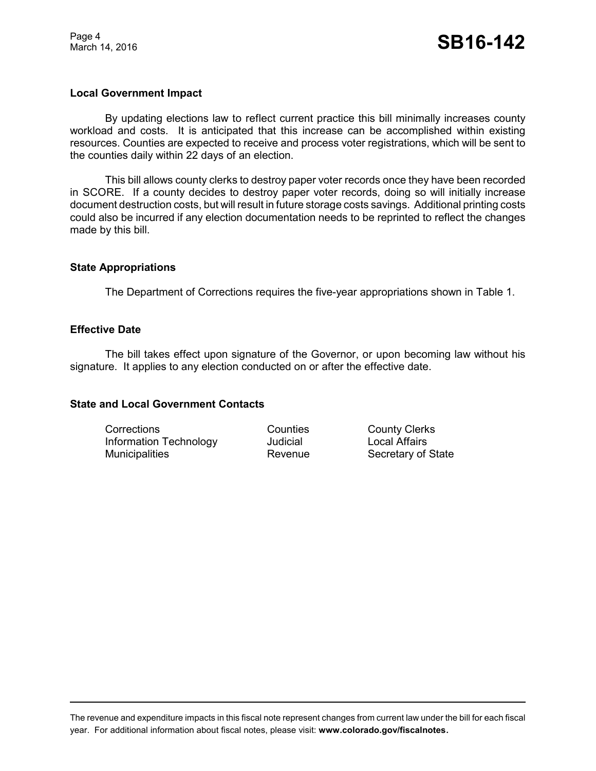**Local Government Impact**

By updating elections law to reflect current practice this bill minimally increases county workload and costs. It is anticipated that this increase can be accomplished within existing resources. Counties are expected to receive and process voter registrations, which will be sent to the counties daily within 22 days of an election.

This bill allows county clerks to destroy paper voter records once they have been recorded in SCORE. If a county decides to destroy paper voter records, doing so will initially increase document destruction costs, but will result in future storage costs savings. Additional printing costs could also be incurred if any election documentation needs to be reprinted to reflect the changes made by this bill.

**State Appropriations**

The Department of Corrections requires the five-year appropriations shown in Table 1.

**Effective Date**

The bill takes effect upon signature of the Governor, or upon becoming law without his signature. It applies to any election conducted on or after the effective date.

**State and Local Government Contacts**

| | | |
|---|---|---|
| Corrections | Counties | County Clerks |
| Information Technology | Judicial | Local Affairs |
| Municipalities | Revenue | Secretary of State |

The revenue and expenditure impacts in this fiscal note represent changes from current law under the bill for each fiscal year. For additional information about fiscal notes, please visit: **www.colorado.gov/fiscalnotes.**